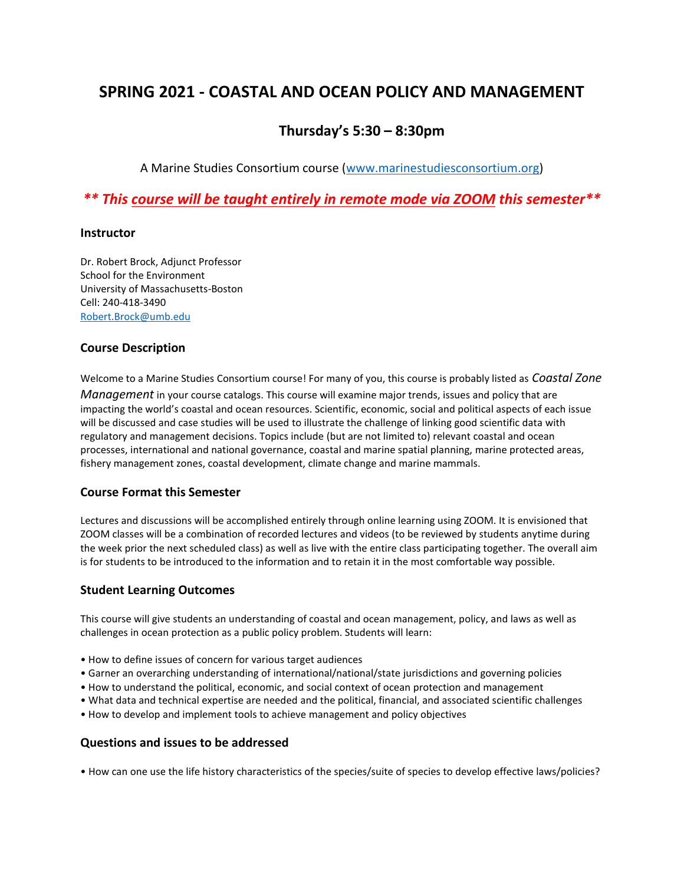# SPRING 2021 - COASTAL AND OCEAN POLICY AND MANAGEMENT

## Thursday's 5:30 – 8:30pm

A Marine Studies Consortium course (www.marinestudiesconsortium.org)

***\*\* This course will be taught entirely in remote mode via ZOOM this semester\*\****

### Instructor

Dr. Robert Brock, Adjunct Professor
School for the Environment
University of Massachusetts-Boston
Cell: 240-418-3490
Robert.Brock@umb.edu

### Course Description

Welcome to a Marine Studies Consortium course! For many of you, this course is probably listed as *Coastal Zone Management* in your course catalogs. This course will examine major trends, issues and policy that are impacting the world's coastal and ocean resources. Scientific, economic, social and political aspects of each issue will be discussed and case studies will be used to illustrate the challenge of linking good scientific data with regulatory and management decisions. Topics include (but are not limited to) relevant coastal and ocean processes, international and national governance, coastal and marine spatial planning, marine protected areas, fishery management zones, coastal development, climate change and marine mammals.

### Course Format this Semester

Lectures and discussions will be accomplished entirely through online learning using ZOOM. It is envisioned that ZOOM classes will be a combination of recorded lectures and videos (to be reviewed by students anytime during the week prior the next scheduled class) as well as live with the entire class participating together. The overall aim is for students to be introduced to the information and to retain it in the most comfortable way possible.

### Student Learning Outcomes

This course will give students an understanding of coastal and ocean management, policy, and laws as well as challenges in ocean protection as a public policy problem. Students will learn:

- How to define issues of concern for various target audiences
- Garner an overarching understanding of international/national/state jurisdictions and governing policies
- How to understand the political, economic, and social context of ocean protection and management
- What data and technical expertise are needed and the political, financial, and associated scientific challenges
- How to develop and implement tools to achieve management and policy objectives

### Questions and issues to be addressed

- How can one use the life history characteristics of the species/suite of species to develop effective laws/policies?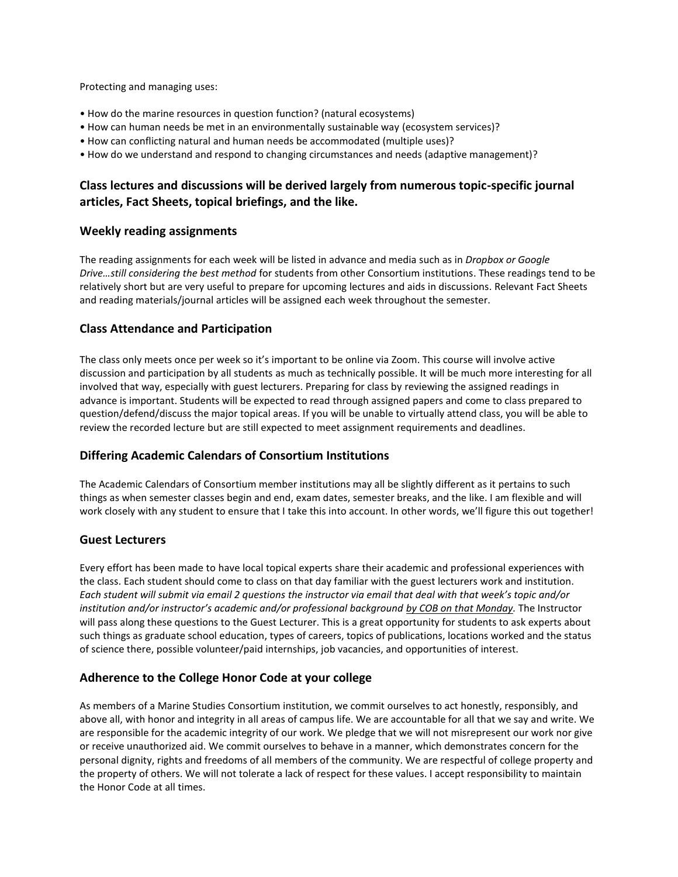Protecting and managing uses:

- How do the marine resources in question function? (natural ecosystems)
- How can human needs be met in an environmentally sustainable way (ecosystem services)?
- How can conflicting natural and human needs be accommodated (multiple uses)?
- How do we understand and respond to changing circumstances and needs (adaptive management)?

### Class lectures and discussions will be derived largely from numerous topic-specific journal articles, Fact Sheets, topical briefings, and the like.

## Weekly reading assignments

The reading assignments for each week will be listed in advance and media such as in *Dropbox or Google Drive…still considering the best method* for students from other Consortium institutions. These readings tend to be relatively short but are very useful to prepare for upcoming lectures and aids in discussions. Relevant Fact Sheets and reading materials/journal articles will be assigned each week throughout the semester.

## Class Attendance and Participation

The class only meets once per week so it's important to be online via Zoom. This course will involve active discussion and participation by all students as much as technically possible. It will be much more interesting for all involved that way, especially with guest lecturers. Preparing for class by reviewing the assigned readings in advance is important. Students will be expected to read through assigned papers and come to class prepared to question/defend/discuss the major topical areas. If you will be unable to virtually attend class, you will be able to review the recorded lecture but are still expected to meet assignment requirements and deadlines.

## Differing Academic Calendars of Consortium Institutions

The Academic Calendars of Consortium member institutions may all be slightly different as it pertains to such things as when semester classes begin and end, exam dates, semester breaks, and the like. I am flexible and will work closely with any student to ensure that I take this into account. In other words, we'll figure this out together!

## Guest Lecturers

Every effort has been made to have local topical experts share their academic and professional experiences with the class. Each student should come to class on that day familiar with the guest lecturers work and institution. *Each student will submit via email 2 questions the instructor via email that deal with that week's topic and/or institution and/or instructor's academic and/or professional background <u>by COB on that Monday</u>.* The Instructor will pass along these questions to the Guest Lecturer. This is a great opportunity for students to ask experts about such things as graduate school education, types of careers, topics of publications, locations worked and the status of science there, possible volunteer/paid internships, job vacancies, and opportunities of interest.

## Adherence to the College Honor Code at your college

As members of a Marine Studies Consortium institution, we commit ourselves to act honestly, responsibly, and above all, with honor and integrity in all areas of campus life. We are accountable for all that we say and write. We are responsible for the academic integrity of our work. We pledge that we will not misrepresent our work nor give or receive unauthorized aid. We commit ourselves to behave in a manner, which demonstrates concern for the personal dignity, rights and freedoms of all members of the community. We are respectful of college property and the property of others. We will not tolerate a lack of respect for these values. I accept responsibility to maintain the Honor Code at all times.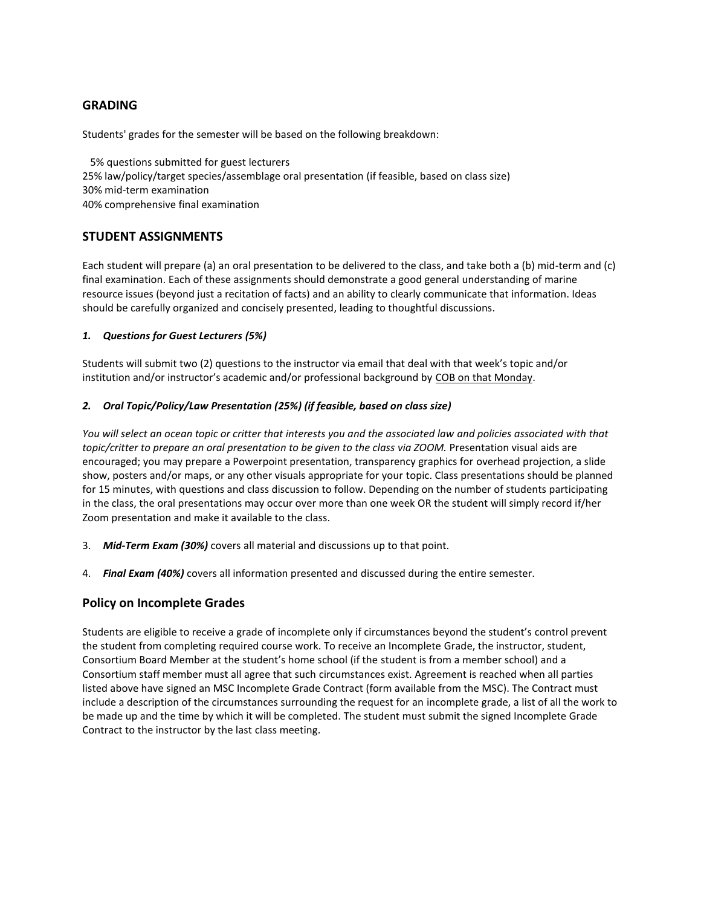## GRADING

Students' grades for the semester will be based on the following breakdown:

5% questions submitted for guest lecturers
25% law/policy/target species/assemblage oral presentation (if feasible, based on class size)
30% mid-term examination
40% comprehensive final examination

## STUDENT ASSIGNMENTS

Each student will prepare (a) an oral presentation to be delivered to the class, and take both a (b) mid-term and (c) final examination. Each of these assignments should demonstrate a good general understanding of marine resource issues (beyond just a recitation of facts) and an ability to clearly communicate that information. Ideas should be carefully organized and concisely presented, leading to thoughtful discussions.

### *1. Questions for Guest Lecturers (5%)*

Students will submit two (2) questions to the instructor via email that deal with that week's topic and/or institution and/or instructor's academic and/or professional background by <u>COB on that Monday</u>.

### *2. Oral Topic/Policy/Law Presentation (25%) (if feasible, based on class size)*

*You will select an ocean topic or critter that interests you and the associated law and policies associated with that topic/critter to prepare an oral presentation to be given to the class via ZOOM.* Presentation visual aids are encouraged; you may prepare a Powerpoint presentation, transparency graphics for overhead projection, a slide show, posters and/or maps, or any other visuals appropriate for your topic. Class presentations should be planned for 15 minutes, with questions and class discussion to follow. Depending on the number of students participating in the class, the oral presentations may occur over more than one week OR the student will simply record if/her Zoom presentation and make it available to the class.

3. ***Mid-Term Exam (30%)*** covers all material and discussions up to that point.

4. ***Final Exam (40%)*** covers all information presented and discussed during the entire semester.

## Policy on Incomplete Grades

Students are eligible to receive a grade of incomplete only if circumstances beyond the student's control prevent the student from completing required course work. To receive an Incomplete Grade, the instructor, student, Consortium Board Member at the student's home school (if the student is from a member school) and a Consortium staff member must all agree that such circumstances exist. Agreement is reached when all parties listed above have signed an MSC Incomplete Grade Contract (form available from the MSC). The Contract must include a description of the circumstances surrounding the request for an incomplete grade, a list of all the work to be made up and the time by which it will be completed. The student must submit the signed Incomplete Grade Contract to the instructor by the last class meeting.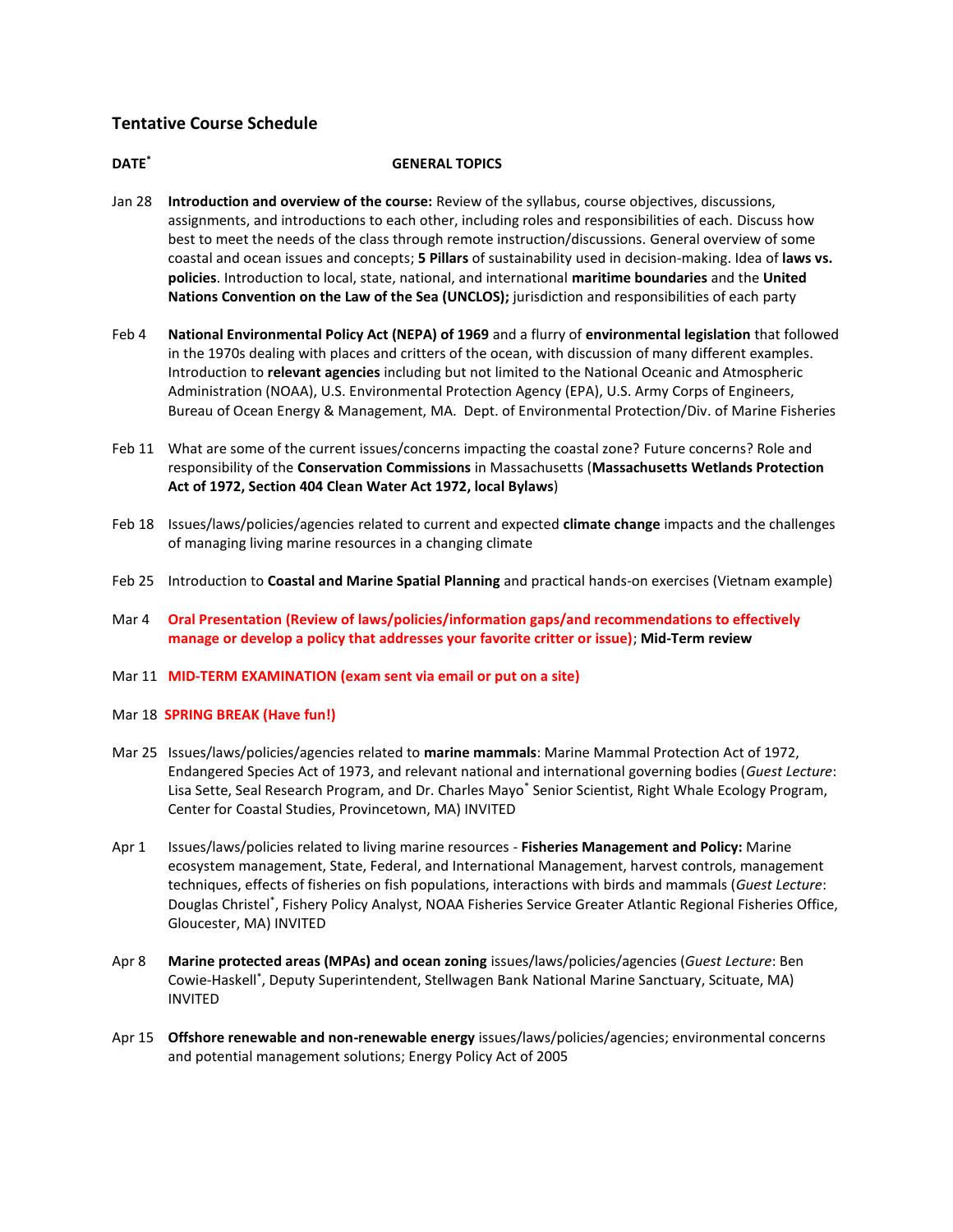## Tentative Course Schedule

**DATE[*]** **GENERAL TOPICS**

Jan 28 **Introduction and overview of the course:** Review of the syllabus, course objectives, discussions, assignments, and introductions to each other, including roles and responsibilities of each. Discuss how best to meet the needs of the class through remote instruction/discussions. General overview of some coastal and ocean issues and concepts; **5 Pillars** of sustainability used in decision-making. Idea of **laws vs. policies**. Introduction to local, state, national, and international **maritime boundaries** and the **United Nations Convention on the Law of the Sea (UNCLOS);** jurisdiction and responsibilities of each party

Feb 4 **National Environmental Policy Act (NEPA) of 1969** and a flurry of **environmental legislation** that followed in the 1970s dealing with places and critters of the ocean, with discussion of many different examples. Introduction to **relevant agencies** including but not limited to the National Oceanic and Atmospheric Administration (NOAA), U.S. Environmental Protection Agency (EPA), U.S. Army Corps of Engineers, Bureau of Ocean Energy & Management, MA. Dept. of Environmental Protection/Div. of Marine Fisheries

Feb 11 What are some of the current issues/concerns impacting the coastal zone? Future concerns? Role and responsibility of the **Conservation Commissions** in Massachusetts (**Massachusetts Wetlands Protection Act of 1972, Section 404 Clean Water Act 1972, local Bylaws**)

Feb 18 Issues/laws/policies/agencies related to current and expected **climate change** impacts and the challenges of managing living marine resources in a changing climate

Feb 25 Introduction to **Coastal and Marine Spatial Planning** and practical hands-on exercises (Vietnam example)

Mar 4 **Oral Presentation (Review of laws/policies/information gaps/and recommendations to effectively manage or develop a policy that addresses your favorite critter or issue)**; **Mid-Term review**

Mar 11 **MID-TERM EXAMINATION (exam sent via email or put on a site)**

Mar 18 **SPRING BREAK (Have fun!)**

Mar 25 Issues/laws/policies/agencies related to **marine mammals**: Marine Mammal Protection Act of 1972, Endangered Species Act of 1973, and relevant national and international governing bodies (*Guest Lecture*: Lisa Sette, Seal Research Program, and Dr. Charles Mayo[*] Senior Scientist, Right Whale Ecology Program, Center for Coastal Studies, Provincetown, MA) INVITED

Apr 1 Issues/laws/policies related to living marine resources - **Fisheries Management and Policy:** Marine ecosystem management, State, Federal, and International Management, harvest controls, management techniques, effects of fisheries on fish populations, interactions with birds and mammals (*Guest Lecture*: Douglas Christel[*], Fishery Policy Analyst, NOAA Fisheries Service Greater Atlantic Regional Fisheries Office, Gloucester, MA) INVITED

Apr 8 **Marine protected areas (MPAs) and ocean zoning** issues/laws/policies/agencies (*Guest Lecture*: Ben Cowie-Haskell[*], Deputy Superintendent, Stellwagen Bank National Marine Sanctuary, Scituate, MA) INVITED

Apr 15 **Offshore renewable and non-renewable energy** issues/laws/policies/agencies; environmental concerns and potential management solutions; Energy Policy Act of 2005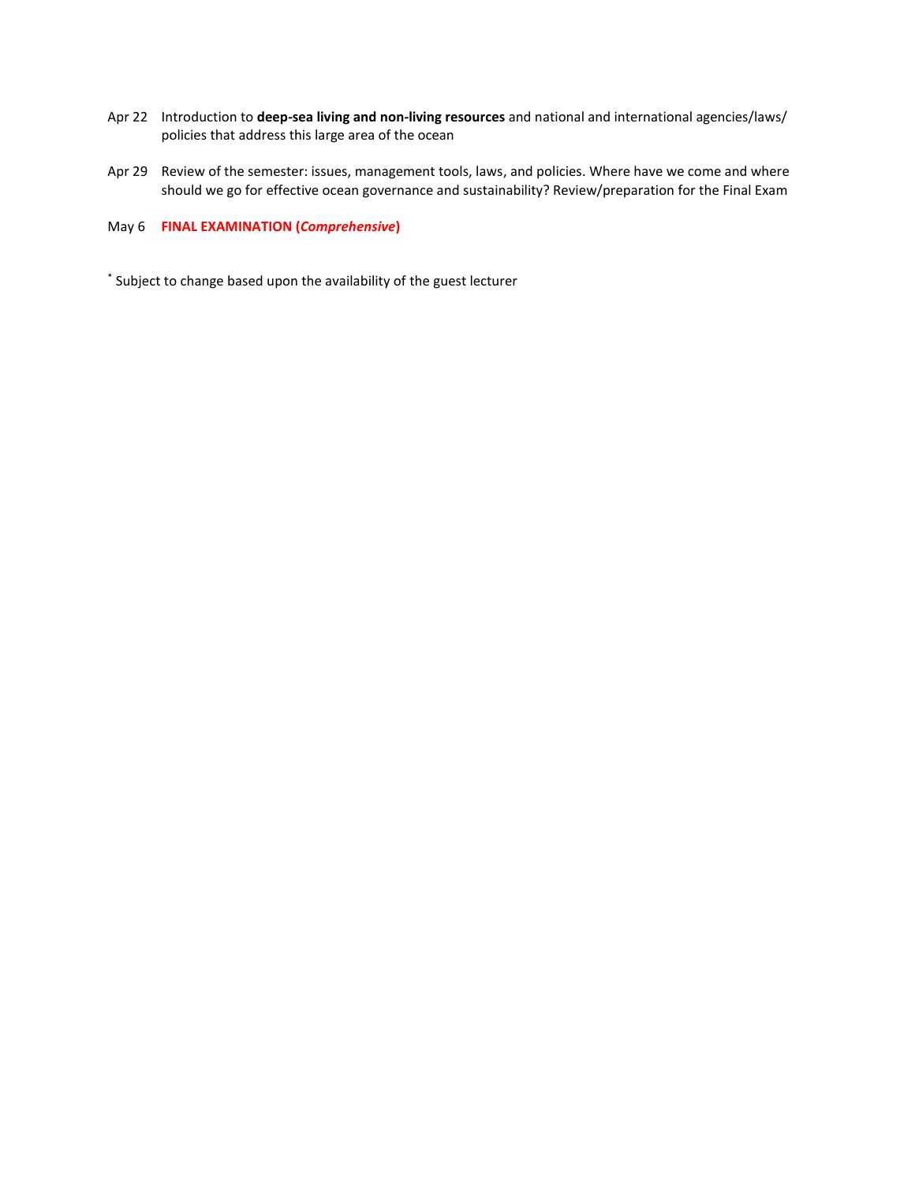Apr 22 Introduction to **deep-sea living and non-living resources** and national and international agencies/laws/policies that address this large area of the ocean

Apr 29 Review of the semester: issues, management tools, laws, and policies. Where have we come and where should we go for effective ocean governance and sustainability? Review/preparation for the Final Exam

May 6 **FINAL EXAMINATION (*Comprehensive*)**

* Subject to change based upon the availability of the guest lecturer